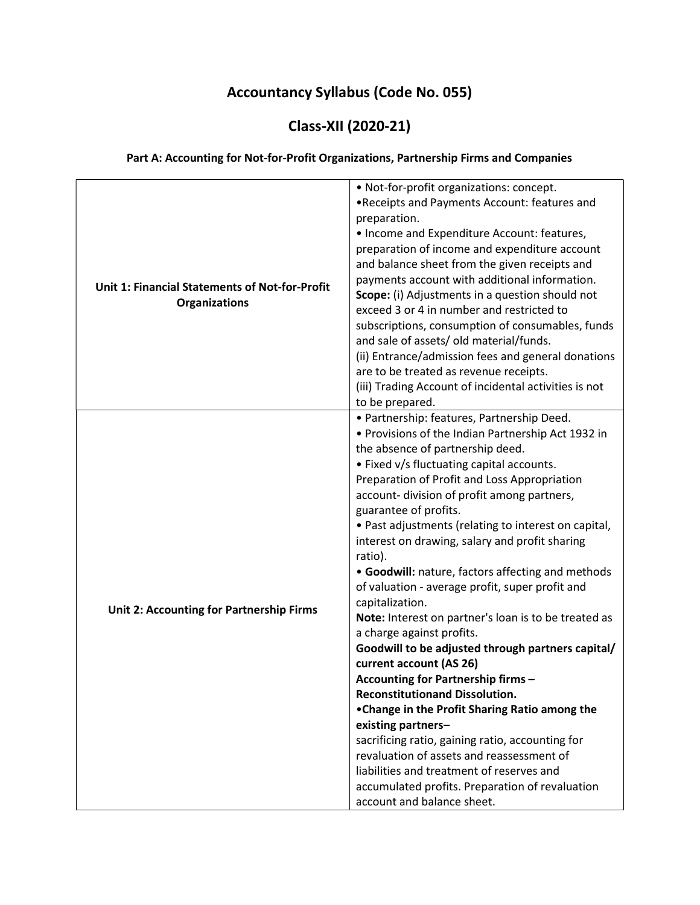# Accountancy Syllabus (Code No. 055)

## Class-XII (2020-21)

### Part A: Accounting for Not-for-Profit Organizations, Partnership Firms and Companies

| | |
|---|---|
| **Unit 1: Financial Statements of Not-for-Profit Organizations** | • Not-for-profit organizations: concept.<br>•Receipts and Payments Account: features and preparation.<br>• Income and Expenditure Account: features, preparation of income and expenditure account and balance sheet from the given receipts and payments account with additional information.<br>**Scope:** (i) Adjustments in a question should not exceed 3 or 4 in number and restricted to subscriptions, consumption of consumables, funds and sale of assets/ old material/funds.<br>(ii) Entrance/admission fees and general donations are to be treated as revenue receipts.<br>(iii) Trading Account of incidental activities is not to be prepared. |
| **Unit 2: Accounting for Partnership Firms** | • Partnership: features, Partnership Deed.<br>• Provisions of the Indian Partnership Act 1932 in the absence of partnership deed.<br>• Fixed v/s fluctuating capital accounts. Preparation of Profit and Loss Appropriation account- division of profit among partners, guarantee of profits.<br>• Past adjustments (relating to interest on capital, interest on drawing, salary and profit sharing ratio).<br>• **Goodwill:** nature, factors affecting and methods of valuation - average profit, super profit and capitalization.<br>**Note:** Interest on partner's loan is to be treated as a charge against profits.<br>**Goodwill to be adjusted through partners capital/ current account (AS 26)**<br>**Accounting for Partnership firms – Reconstitutionand Dissolution.**<br>•**Change in the Profit Sharing Ratio among the existing partners**–<br>sacrificing ratio, gaining ratio, accounting for revaluation of assets and reassessment of liabilities and treatment of reserves and accumulated profits. Preparation of revaluation account and balance sheet. |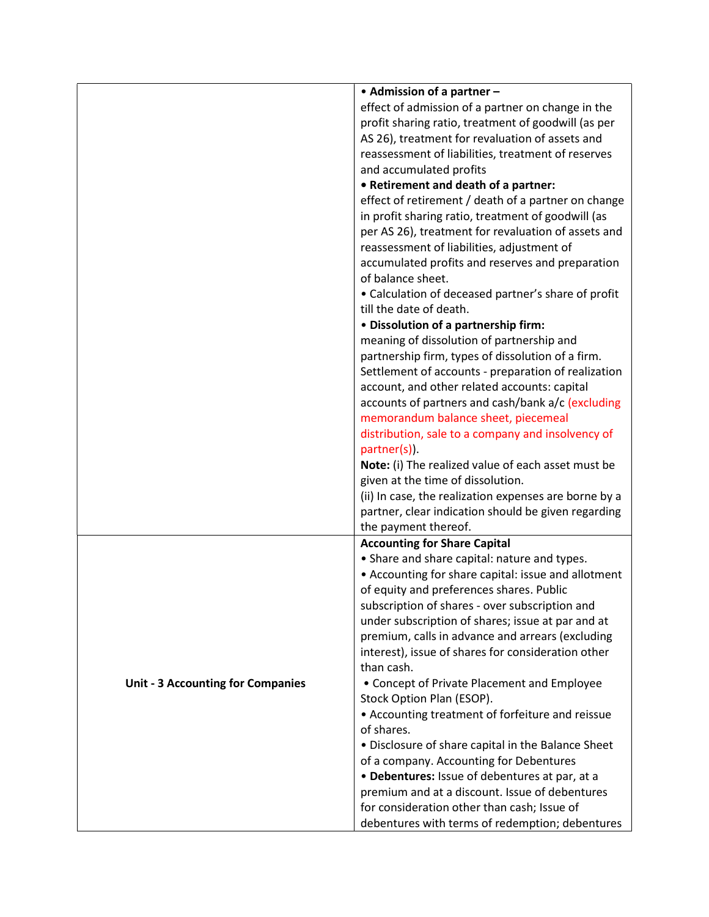| | |
|---|---|
| | • **Admission of a partner –**<br>effect of admission of a partner on change in the profit sharing ratio, treatment of goodwill (as per AS 26), treatment for revaluation of assets and reassessment of liabilities, treatment of reserves and accumulated profits<br>**• Retirement and death of a partner:**<br>effect of retirement / death of a partner on change in profit sharing ratio, treatment of goodwill (as per AS 26), treatment for revaluation of assets and reassessment of liabilities, adjustment of accumulated profits and reserves and preparation of balance sheet.<br>• Calculation of deceased partner's share of profit till the date of death.<br>• **Dissolution of a partnership firm:**<br>meaning of dissolution of partnership and partnership firm, types of dissolution of a firm. Settlement of accounts - preparation of realization account, and other related accounts: capital accounts of partners and cash/bank a/c (excluding memorandum balance sheet, piecemeal distribution, sale to a company and insolvency of partner(s)).<br>**Note:** (i) The realized value of each asset must be given at the time of dissolution.<br>(ii) In case, the realization expenses are borne by a partner, clear indication should be given regarding the payment thereof. |
| **Unit - 3 Accounting for Companies** | **Accounting for Share Capital**<br>• Share and share capital: nature and types.<br>• Accounting for share capital: issue and allotment of equity and preferences shares. Public subscription of shares - over subscription and under subscription of shares; issue at par and at premium, calls in advance and arrears (excluding interest), issue of shares for consideration other than cash.<br>• Concept of Private Placement and Employee Stock Option Plan (ESOP).<br>• Accounting treatment of forfeiture and reissue of shares.<br>• Disclosure of share capital in the Balance Sheet of a company. Accounting for Debentures<br>• **Debentures:** Issue of debentures at par, at a premium and at a discount. Issue of debentures for consideration other than cash; Issue of debentures with terms of redemption; debentures |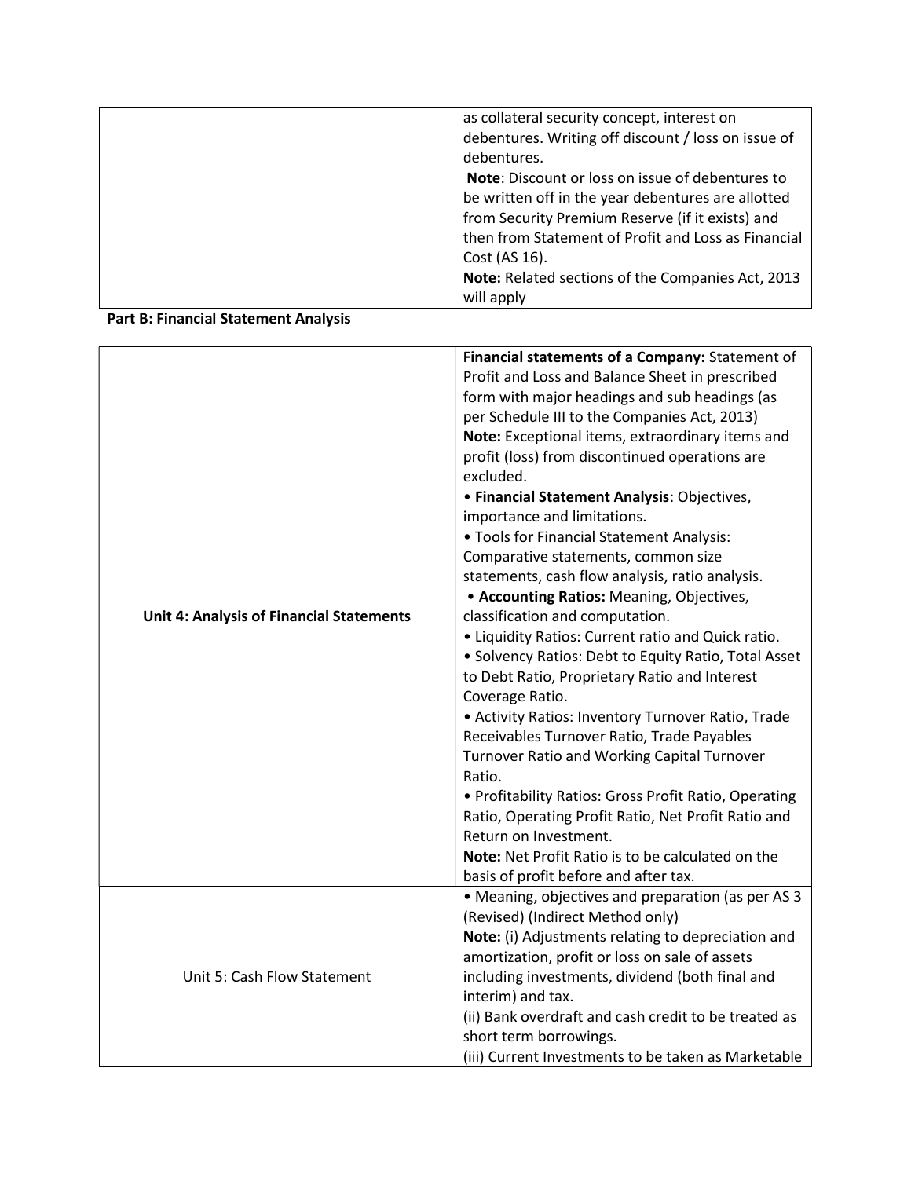| | |
|---|---|
| | as collateral security concept, interest on debentures. Writing off discount / loss on issue of debentures.<br>**Note**: Discount or loss on issue of debentures to be written off in the year debentures are allotted from Security Premium Reserve (if it exists) and then from Statement of Profit and Loss as Financial Cost (AS 16).<br>**Note:** Related sections of the Companies Act, 2013 will apply |

**Part B: Financial Statement Analysis**

| | |
|---|---|
| **Unit 4: Analysis of Financial Statements** | **Financial statements of a Company:** Statement of Profit and Loss and Balance Sheet in prescribed form with major headings and sub headings (as per Schedule III to the Companies Act, 2013)<br>**Note:** Exceptional items, extraordinary items and profit (loss) from discontinued operations are excluded.<br>• **Financial Statement Analysis**: Objectives, importance and limitations.<br>• Tools for Financial Statement Analysis: Comparative statements, common size statements, cash flow analysis, ratio analysis.<br>• **Accounting Ratios:** Meaning, Objectives, classification and computation.<br>• Liquidity Ratios: Current ratio and Quick ratio.<br>• Solvency Ratios: Debt to Equity Ratio, Total Asset to Debt Ratio, Proprietary Ratio and Interest Coverage Ratio.<br>• Activity Ratios: Inventory Turnover Ratio, Trade Receivables Turnover Ratio, Trade Payables Turnover Ratio and Working Capital Turnover Ratio.<br>• Profitability Ratios: Gross Profit Ratio, Operating Ratio, Operating Profit Ratio, Net Profit Ratio and Return on Investment.<br>**Note:** Net Profit Ratio is to be calculated on the basis of profit before and after tax. |
| Unit 5: Cash Flow Statement | • Meaning, objectives and preparation (as per AS 3 (Revised) (Indirect Method only)<br>**Note:** (i) Adjustments relating to depreciation and amortization, profit or loss on sale of assets including investments, dividend (both final and interim) and tax.<br>(ii) Bank overdraft and cash credit to be treated as short term borrowings.<br>(iii) Current Investments to be taken as Marketable |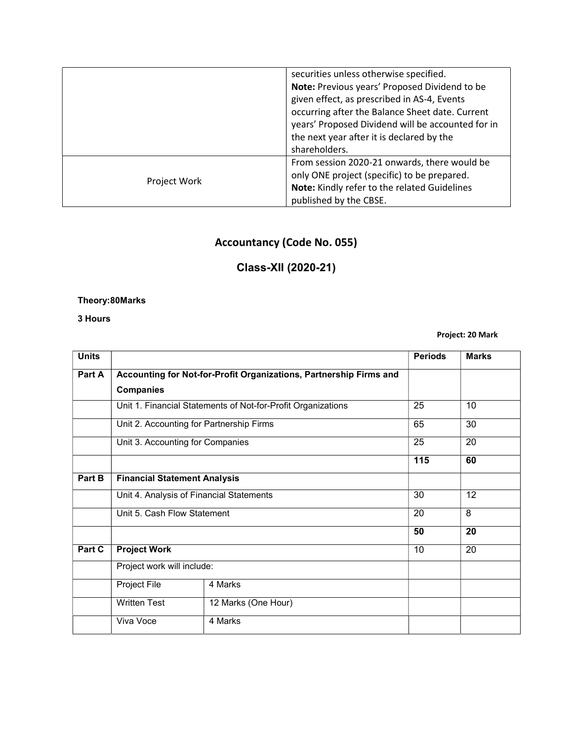| | |
|---|---|
| | securities unless otherwise specified.<br>**Note:** Previous years' Proposed Dividend to be given effect, as prescribed in AS-4, Events occurring after the Balance Sheet date. Current years' Proposed Dividend will be accounted for in the next year after it is declared by the shareholders. |
| Project Work | From session 2020-21 onwards, there would be only ONE project (specific) to be prepared.<br>**Note:** Kindly refer to the related Guidelines published by the CBSE. |

# Accountancy (Code No. 055)

## Class-XII (2020-21)

**Theory:80Marks**

**3 Hours**

**Project: 20 Mark**

| **Units** | | | **Periods** | **Marks** |
|---|---|---|---|---|
| **Part A** | **Accounting for Not-for-Profit Organizations, Partnership Firms and Companies** | | | |
| | Unit 1. Financial Statements of Not-for-Profit Organizations | | 25 | 10 |
| | Unit 2. Accounting for Partnership Firms | | 65 | 30 |
| | Unit 3. Accounting for Companies | | 25 | 20 |
| | | | **115** | **60** |
| **Part B** | **Financial Statement Analysis** | | | |
| | Unit 4. Analysis of Financial Statements | | 30 | 12 |
| | Unit 5. Cash Flow Statement | | 20 | 8 |
| | | | **50** | **20** |
| **Part C** | **Project Work** | | 10 | 20 |
| | Project work will include: | | | |
| | Project File | 4 Marks | | |
| | Written Test | 12 Marks (One Hour) | | |
| | Viva Voce | 4 Marks | | |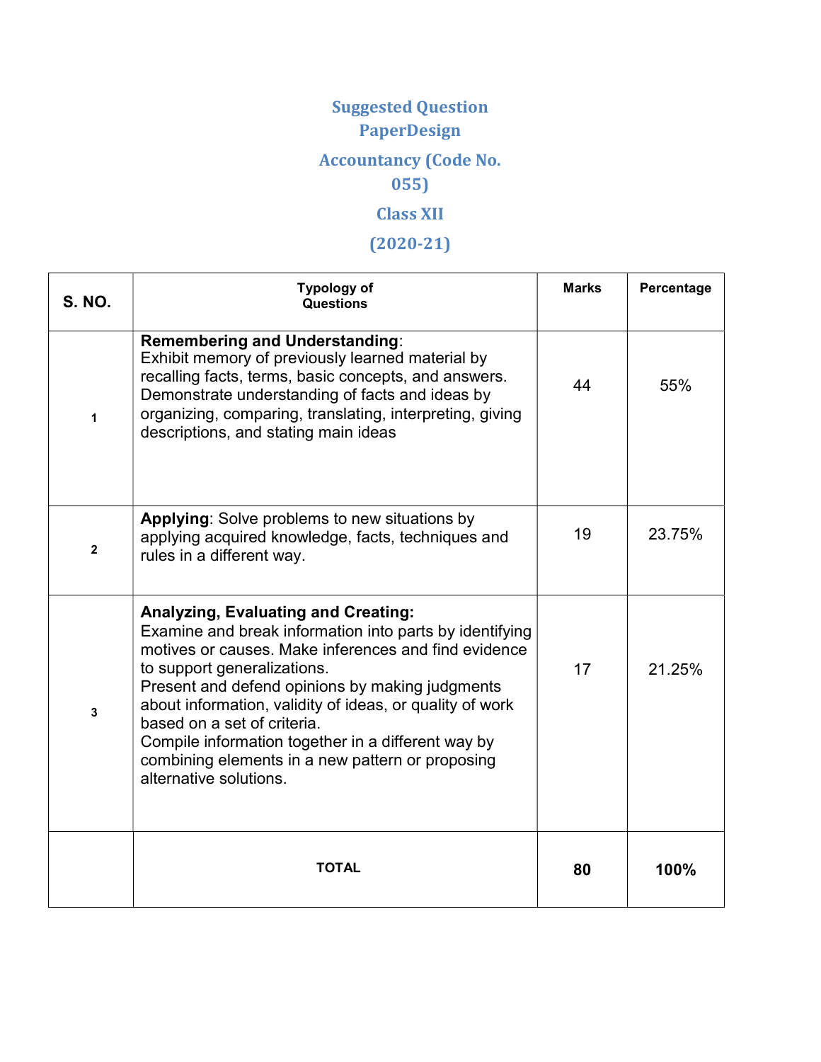# Suggested Question PaperDesign

## Accountancy (Code No. 055)

## Class XII

## (2020-21)

| S. NO. | Typology of Questions | Marks | Percentage |
|---|---|---|---|
| 1 | **Remembering and Understanding**: Exhibit memory of previously learned material by recalling facts, terms, basic concepts, and answers. Demonstrate understanding of facts and ideas by organizing, comparing, translating, interpreting, giving descriptions, and stating main ideas | 44 | 55% |
| 2 | **Applying**: Solve problems to new situations by applying acquired knowledge, facts, techniques and rules in a different way. | 19 | 23.75% |
| 3 | **Analyzing, Evaluating and Creating:** Examine and break information into parts by identifying motives or causes. Make inferences and find evidence to support generalizations. Present and defend opinions by making judgments about information, validity of ideas, or quality of work based on a set of criteria. Compile information together in a different way by combining elements in a new pattern or proposing alternative solutions. | 17 | 21.25% |
| | **TOTAL** | **80** | **100%** |